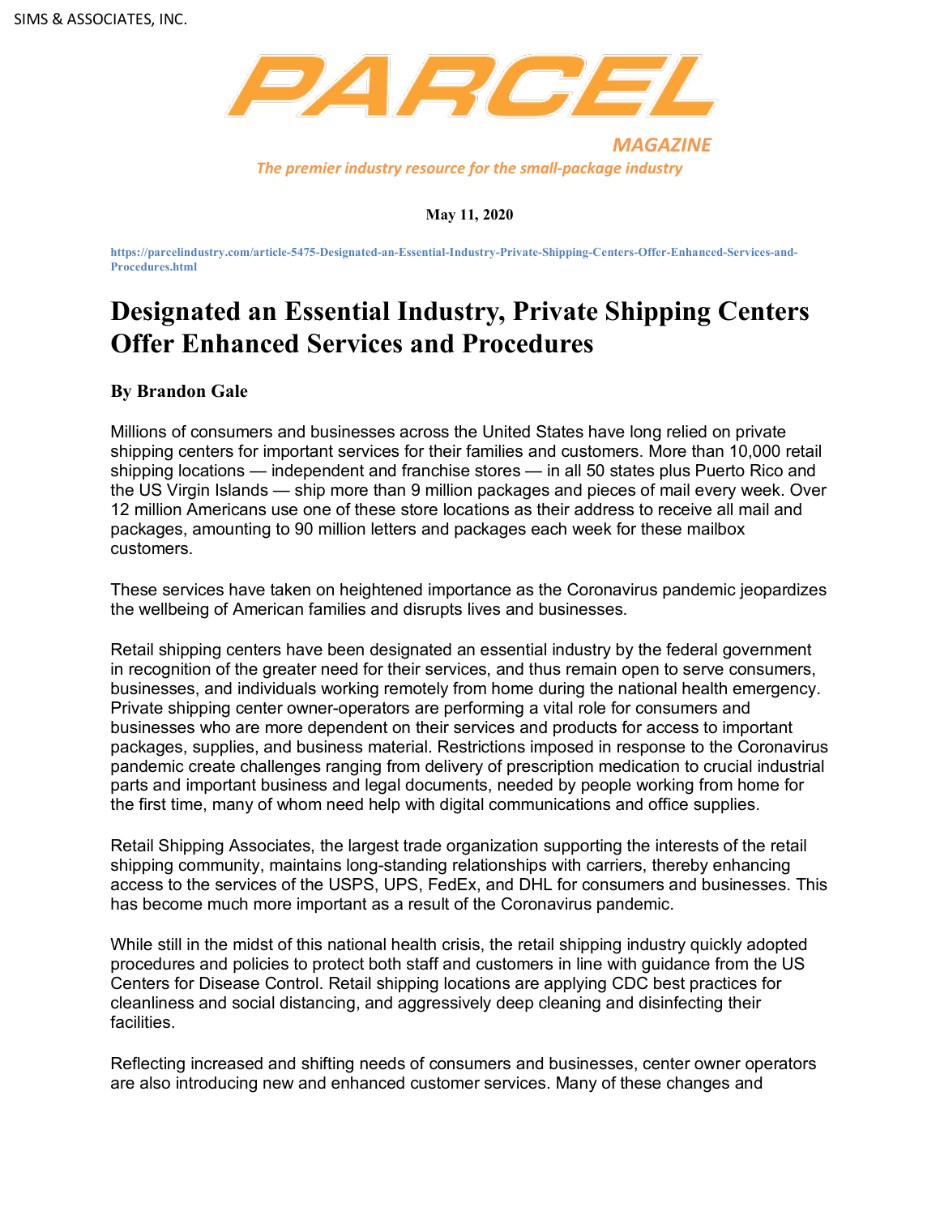SIMS & ASSOCIATES, INC.

PARCEL

MAGAZINE

*The premier industry resource for the small-package industry*

**May 11, 2020**

https://parcelindustry.com/article-5475-Designated-an-Essential-Industry-Private-Shipping-Centers-Offer-Enhanced-Services-and-Procedures.html

# Designated an Essential Industry, Private Shipping Centers Offer Enhanced Services and Procedures

**By Brandon Gale**

Millions of consumers and businesses across the United States have long relied on private shipping centers for important services for their families and customers. More than 10,000 retail shipping locations — independent and franchise stores — in all 50 states plus Puerto Rico and the US Virgin Islands — ship more than 9 million packages and pieces of mail every week. Over 12 million Americans use one of these store locations as their address to receive all mail and packages, amounting to 90 million letters and packages each week for these mailbox customers.

These services have taken on heightened importance as the Coronavirus pandemic jeopardizes the wellbeing of American families and disrupts lives and businesses.

Retail shipping centers have been designated an essential industry by the federal government in recognition of the greater need for their services, and thus remain open to serve consumers, businesses, and individuals working remotely from home during the national health emergency. Private shipping center owner-operators are performing a vital role for consumers and businesses who are more dependent on their services and products for access to important packages, supplies, and business material. Restrictions imposed in response to the Coronavirus pandemic create challenges ranging from delivery of prescription medication to crucial industrial parts and important business and legal documents, needed by people working from home for the first time, many of whom need help with digital communications and office supplies.

Retail Shipping Associates, the largest trade organization supporting the interests of the retail shipping community, maintains long-standing relationships with carriers, thereby enhancing access to the services of the USPS, UPS, FedEx, and DHL for consumers and businesses. This has become much more important as a result of the Coronavirus pandemic.

While still in the midst of this national health crisis, the retail shipping industry quickly adopted procedures and policies to protect both staff and customers in line with guidance from the US Centers for Disease Control. Retail shipping locations are applying CDC best practices for cleanliness and social distancing, and aggressively deep cleaning and disinfecting their facilities.

Reflecting increased and shifting needs of consumers and businesses, center owner operators are also introducing new and enhanced customer services. Many of these changes and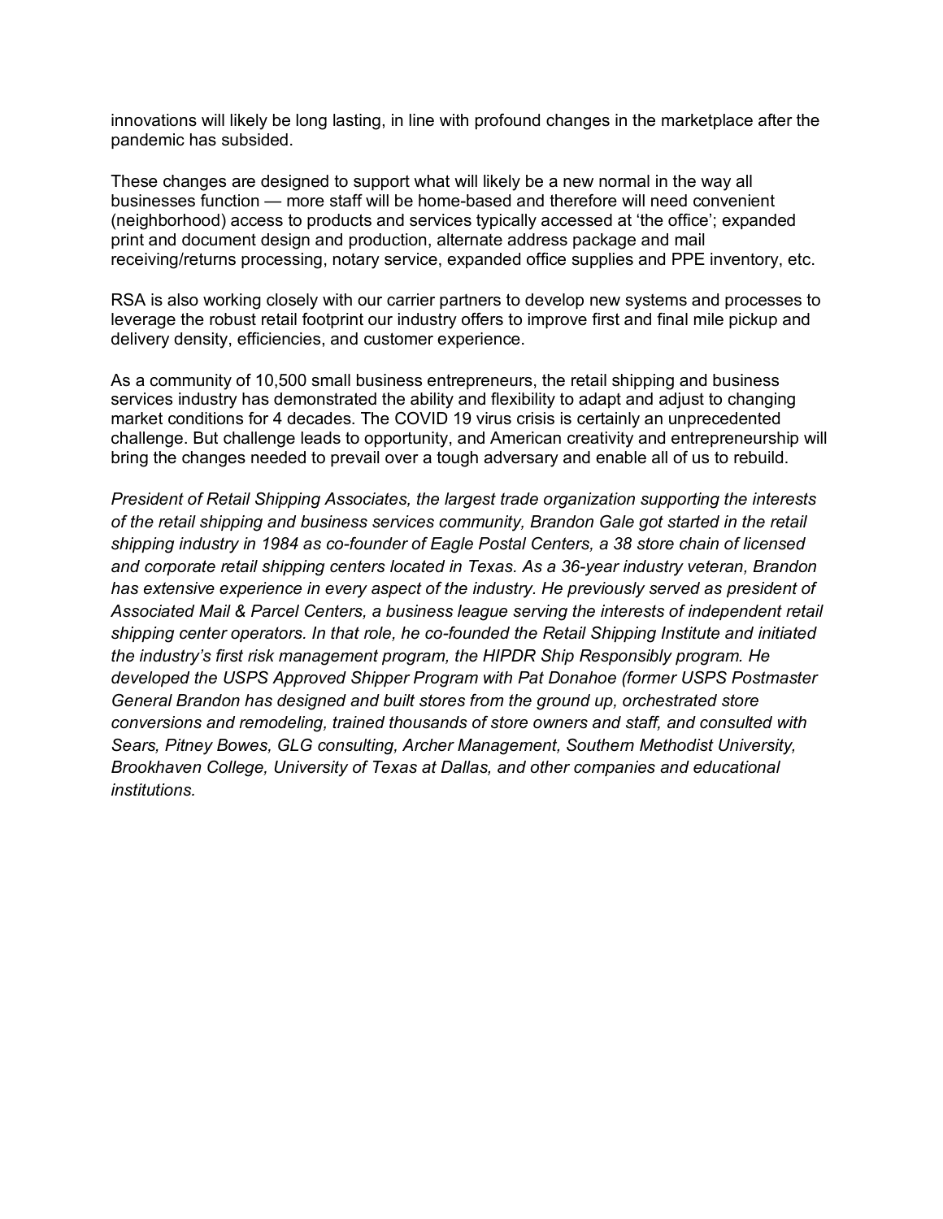innovations will likely be long lasting, in line with profound changes in the marketplace after the pandemic has subsided.

These changes are designed to support what will likely be a new normal in the way all businesses function — more staff will be home-based and therefore will need convenient (neighborhood) access to products and services typically accessed at 'the office'; expanded print and document design and production, alternate address package and mail receiving/returns processing, notary service, expanded office supplies and PPE inventory, etc.

RSA is also working closely with our carrier partners to develop new systems and processes to leverage the robust retail footprint our industry offers to improve first and final mile pickup and delivery density, efficiencies, and customer experience.

As a community of 10,500 small business entrepreneurs, the retail shipping and business services industry has demonstrated the ability and flexibility to adapt and adjust to changing market conditions for 4 decades. The COVID 19 virus crisis is certainly an unprecedented challenge. But challenge leads to opportunity, and American creativity and entrepreneurship will bring the changes needed to prevail over a tough adversary and enable all of us to rebuild.

*President of Retail Shipping Associates, the largest trade organization supporting the interests of the retail shipping and business services community, Brandon Gale got started in the retail shipping industry in 1984 as co-founder of Eagle Postal Centers, a 38 store chain of licensed and corporate retail shipping centers located in Texas. As a 36-year industry veteran, Brandon has extensive experience in every aspect of the industry. He previously served as president of Associated Mail & Parcel Centers, a business league serving the interests of independent retail shipping center operators. In that role, he co-founded the Retail Shipping Institute and initiated the industry's first risk management program, the HIPDR Ship Responsibly program. He developed the USPS Approved Shipper Program with Pat Donahoe (former USPS Postmaster General Brandon has designed and built stores from the ground up, orchestrated store conversions and remodeling, trained thousands of store owners and staff, and consulted with Sears, Pitney Bowes, GLG consulting, Archer Management, Southern Methodist University, Brookhaven College, University of Texas at Dallas, and other companies and educational institutions.*